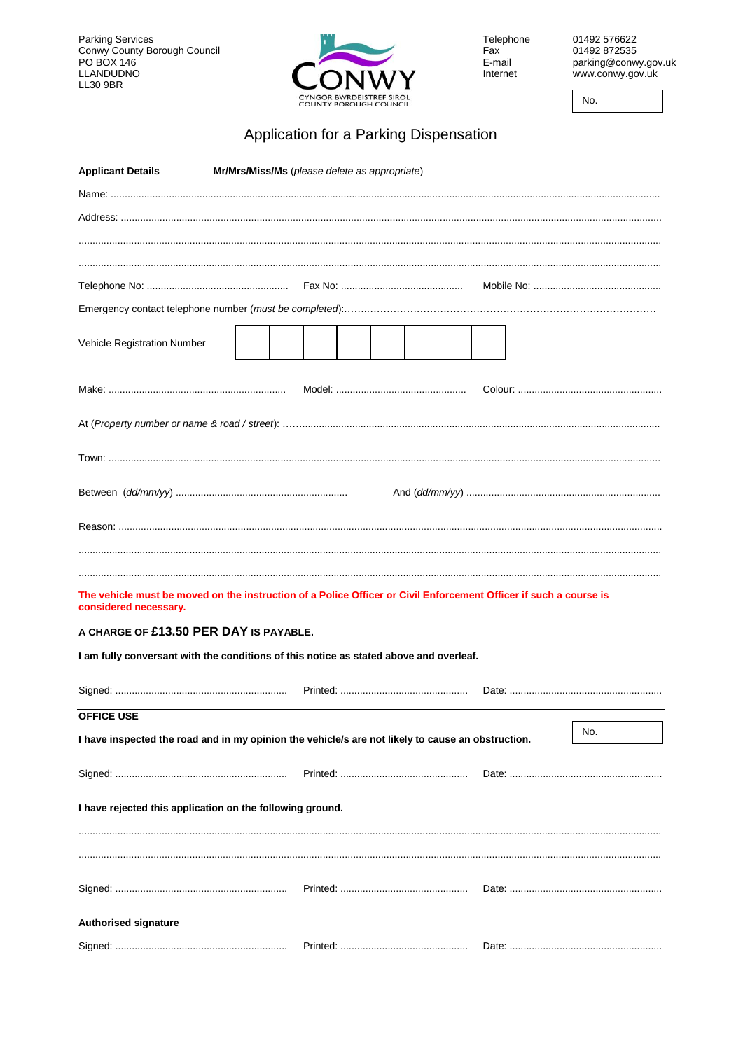Parking Services
Conwy County Borough Council
PO BOX 146
LLANDUDNO
LL30 9BR

CONWY
CYNGOR BWRDEISTREF SIROL
COUNTY BOROUGH COUNCIL

| | |
|---|---|
| Telephone | 01492 576622 |
| Fax | 01492 872535 |
| E-mail | parking@conwy.gov.uk |
| Internet | www.conwy.gov.uk |

No.

# Application for a Parking Dispensation

**Applicant Details** **Mr/Mrs/Miss/Ms** (*please delete as appropriate*)

Name: ..........................................................................................................................................

Address: ..........................................................................................................................................

..........................................................................................................................................

..........................................................................................................................................

Telephone No: .................................................. Fax No: ............................................ Mobile No: ..............................................

Emergency contact telephone number (*must be completed*):..........................................................................................

Vehicle Registration Number

| | | | | | | | |
|---|---|---|---|---|---|---|---|
| | | | | | | | |

Make: .............................................................. Model: ............................................... Colour: ...................................................

At (*Property number or name & road / street*): ..........................................................................................

Town: ..........................................................................................................................................

Between (*dd/mm/yy*) ............................................................ And (*dd/mm/yy*) ......................................................................

Reason: ..........................................................................................................................................

..........................................................................................................................................

..........................................................................................................................................

**The vehicle must be moved on the instruction of a Police Officer or Civil Enforcement Officer if such a course is considered necessary.**

**A CHARGE OF £13.50 PER DAY IS PAYABLE.**

**I am fully conversant with the conditions of this notice as stated above and overleaf.**

Signed: ............................................................ Printed: ............................................. Date: ......................................................

**OFFICE USE**

No.

**I have inspected the road and in my opinion the vehicle/s are not likely to cause an obstruction.**

Signed: ............................................................ Printed: ............................................. Date: ......................................................

**I have rejected this application on the following ground.**

..........................................................................................................................................

..........................................................................................................................................

Signed: ............................................................ Printed: ............................................. Date: ......................................................

**Authorised signature**

Signed: ............................................................ Printed: ............................................. Date: ......................................................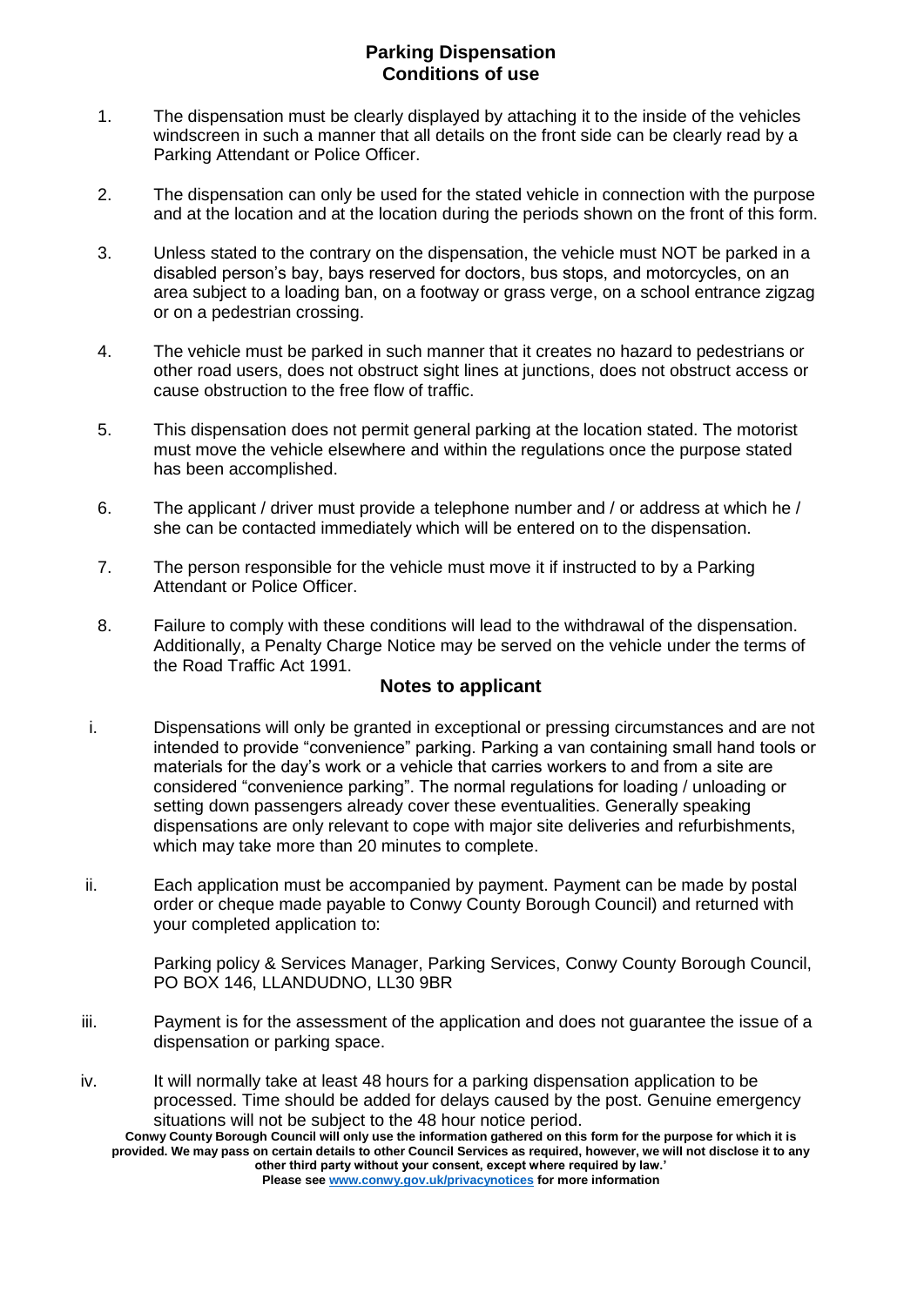# Parking Dispensation
## Conditions of use

1. The dispensation must be clearly displayed by attaching it to the inside of the vehicles windscreen in such a manner that all details on the front side can be clearly read by a Parking Attendant or Police Officer.

2. The dispensation can only be used for the stated vehicle in connection with the purpose and at the location and at the location during the periods shown on the front of this form.

3. Unless stated to the contrary on the dispensation, the vehicle must NOT be parked in a disabled person's bay, bays reserved for doctors, bus stops, and motorcycles, on an area subject to a loading ban, on a footway or grass verge, on a school entrance zigzag or on a pedestrian crossing.

4. The vehicle must be parked in such manner that it creates no hazard to pedestrians or other road users, does not obstruct sight lines at junctions, does not obstruct access or cause obstruction to the free flow of traffic.

5. This dispensation does not permit general parking at the location stated. The motorist must move the vehicle elsewhere and within the regulations once the purpose stated has been accomplished.

6. The applicant / driver must provide a telephone number and / or address at which he / she can be contacted immediately which will be entered on to the dispensation.

7. The person responsible for the vehicle must move it if instructed to by a Parking Attendant or Police Officer.

8. Failure to comply with these conditions will lead to the withdrawal of the dispensation. Additionally, a Penalty Charge Notice may be served on the vehicle under the terms of the Road Traffic Act 1991.

## Notes to applicant

i. Dispensations will only be granted in exceptional or pressing circumstances and are not intended to provide "convenience" parking. Parking a van containing small hand tools or materials for the day's work or a vehicle that carries workers to and from a site are considered "convenience parking". The normal regulations for loading / unloading or setting down passengers already cover these eventualities. Generally speaking dispensations are only relevant to cope with major site deliveries and refurbishments, which may take more than 20 minutes to complete.

ii. Each application must be accompanied by payment. Payment can be made by postal order or cheque made payable to Conwy County Borough Council) and returned with your completed application to:

   Parking policy & Services Manager, Parking Services, Conwy County Borough Council, PO BOX 146, LLANDUDNO, LL30 9BR

iii. Payment is for the assessment of the application and does not guarantee the issue of a dispensation or parking space.

iv. It will normally take at least 48 hours for a parking dispensation application to be processed. Time should be added for delays caused by the post. Genuine emergency situations will not be subject to the 48 hour notice period.

**Conwy County Borough Council will only use the information gathered on this form for the purpose for which it is provided. We may pass on certain details to other Council Services as required, however, we will not disclose it to any other third party without your consent, except where required by law.'**
**Please see www.conwy.gov.uk/privacynotices for more information**